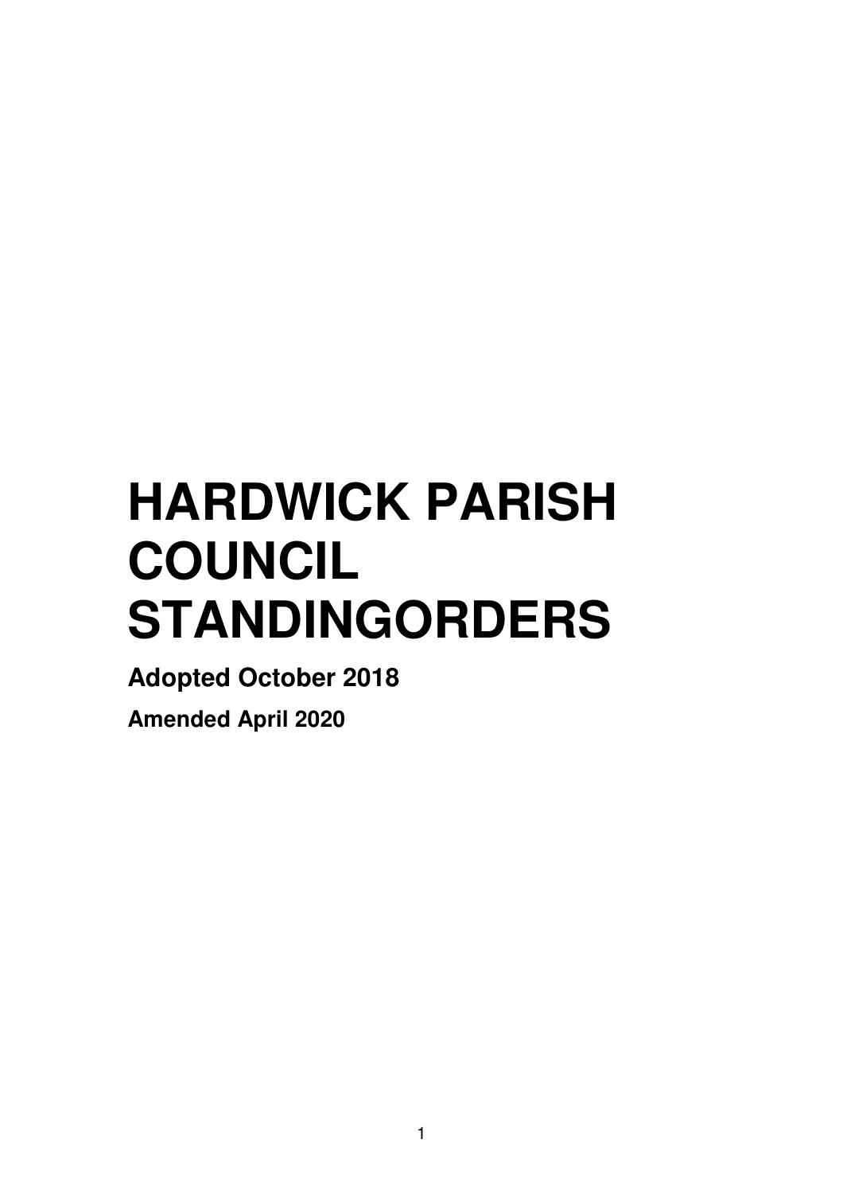# HARDWICK PARISH COUNCIL STANDINGORDERS

**Adopted October 2018**

**Amended April 2020**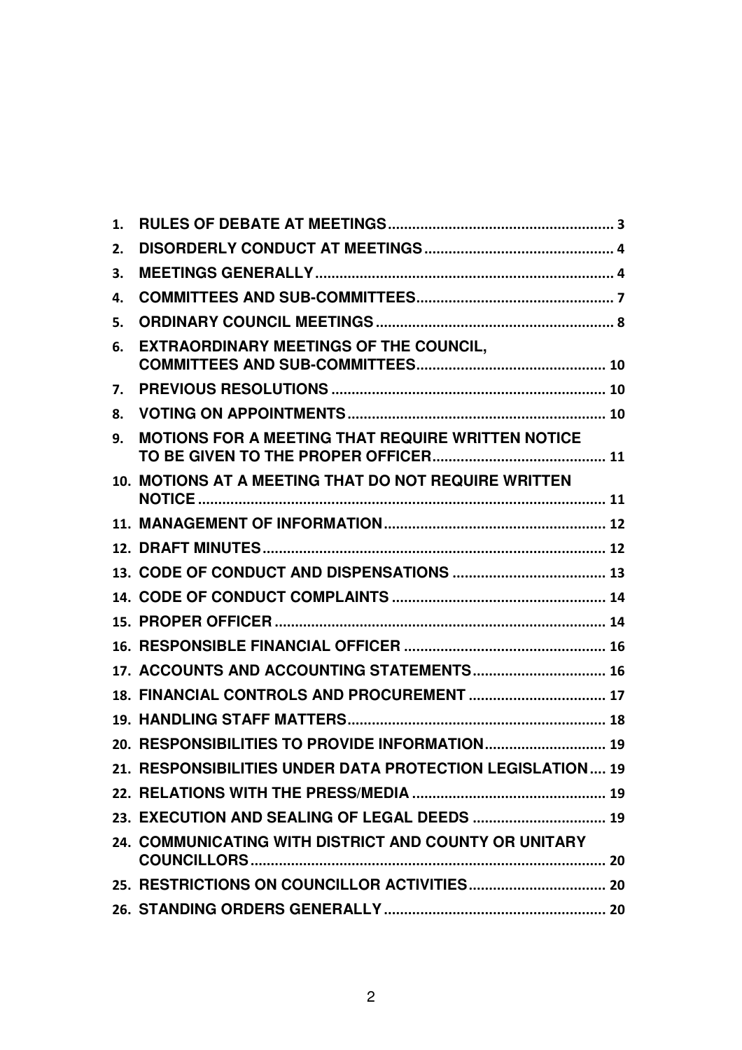1. **RULES OF DEBATE AT MEETINGS** ........................................................ 3
2. **DISORDERLY CONDUCT AT MEETINGS** ............................................... 4
3. **MEETINGS GENERALLY** .......................................................................... 4
4. **COMMITTEES AND SUB-COMMITTEES** .................................................. 7
5. **ORDINARY COUNCIL MEETINGS** ............................................................ 8
6. **EXTRAORDINARY MEETINGS OF THE COUNCIL, COMMITTEES AND SUB-COMMITTEES** ............................................... 10
7. **PREVIOUS RESOLUTIONS** ..................................................................... 10
8. **VOTING ON APPOINTMENTS** ................................................................ 10
9. **MOTIONS FOR A MEETING THAT REQUIRE WRITTEN NOTICE TO BE GIVEN TO THE PROPER OFFICER** ............................................ 11
10. **MOTIONS AT A MEETING THAT DO NOT REQUIRE WRITTEN NOTICE** .................................................................................................... 11
11. **MANAGEMENT OF INFORMATION** ....................................................... 12
12. **DRAFT MINUTES** ..................................................................................... 12
13. **CODE OF CONDUCT AND DISPENSATIONS** ....................................... 13
14. **CODE OF CONDUCT COMPLAINTS** ..................................................... 14
15. **PROPER OFFICER** .................................................................................. 14
16. **RESPONSIBLE FINANCIAL OFFICER** .................................................. 16
17. **ACCOUNTS AND ACCOUNTING STATEMENTS** ................................. 16
18. **FINANCIAL CONTROLS AND PROCUREMENT** .................................. 17
19. **HANDLING STAFF MATTERS** ................................................................ 18
20. **RESPONSIBILITIES TO PROVIDE INFORMATION** .............................. 19
21. **RESPONSIBILITIES UNDER DATA PROTECTION LEGISLATION** .... 19
22. **RELATIONS WITH THE PRESS/MEDIA** ................................................ 19
23. **EXECUTION AND SEALING OF LEGAL DEEDS** ................................. 19
24. **COMMUNICATING WITH DISTRICT AND COUNTY OR UNITARY COUNCILLORS** ......................................................................................... 20
25. **RESTRICTIONS ON COUNCILLOR ACTIVITIES** .................................. 20
26. **STANDING ORDERS GENERALLY** ....................................................... 20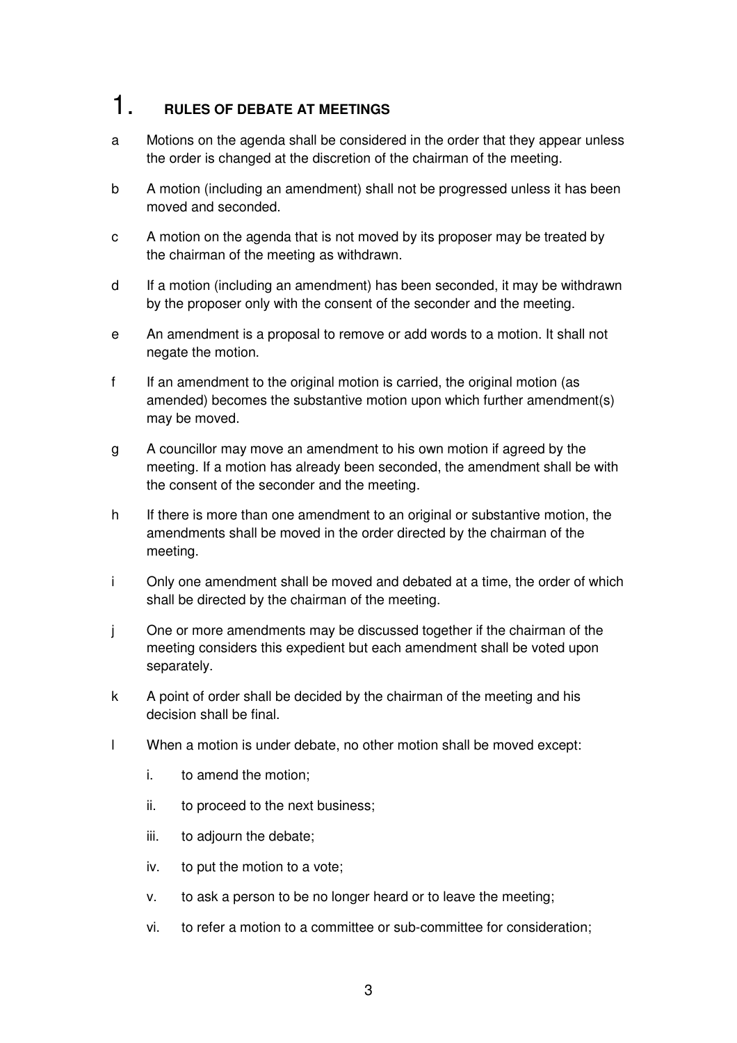# 1. RULES OF DEBATE AT MEETINGS

a Motions on the agenda shall be considered in the order that they appear unless the order is changed at the discretion of the chairman of the meeting.

b A motion (including an amendment) shall not be progressed unless it has been moved and seconded.

c A motion on the agenda that is not moved by its proposer may be treated by the chairman of the meeting as withdrawn.

d If a motion (including an amendment) has been seconded, it may be withdrawn by the proposer only with the consent of the seconder and the meeting.

e An amendment is a proposal to remove or add words to a motion. It shall not negate the motion.

f If an amendment to the original motion is carried, the original motion (as amended) becomes the substantive motion upon which further amendment(s) may be moved.

g A councillor may move an amendment to his own motion if agreed by the meeting. If a motion has already been seconded, the amendment shall be with the consent of the seconder and the meeting.

h If there is more than one amendment to an original or substantive motion, the amendments shall be moved in the order directed by the chairman of the meeting.

i Only one amendment shall be moved and debated at a time, the order of which shall be directed by the chairman of the meeting.

j One or more amendments may be discussed together if the chairman of the meeting considers this expedient but each amendment shall be voted upon separately.

k A point of order shall be decided by the chairman of the meeting and his decision shall be final.

l When a motion is under debate, no other motion shall be moved except:

i. to amend the motion;

ii. to proceed to the next business;

iii. to adjourn the debate;

iv. to put the motion to a vote;

v. to ask a person to be no longer heard or to leave the meeting;

vi. to refer a motion to a committee or sub-committee for consideration;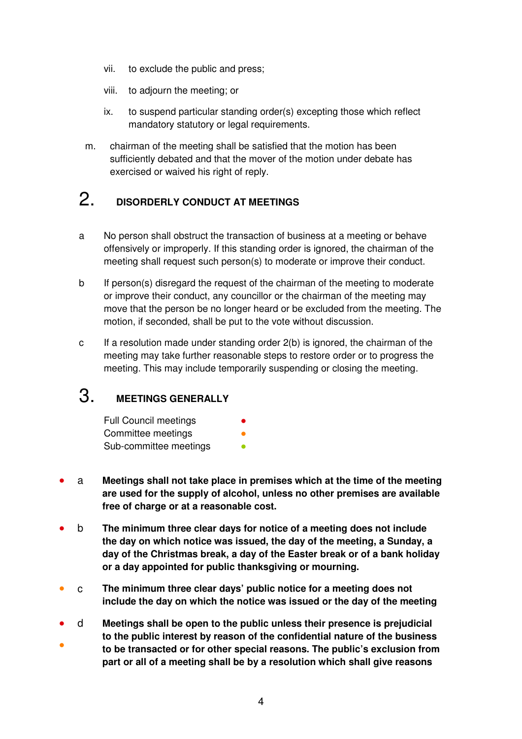vii. to exclude the public and press;

viii. to adjourn the meeting; or

ix. to suspend particular standing order(s) excepting those which reflect mandatory statutory or legal requirements.

m. chairman of the meeting shall be satisfied that the motion has been sufficiently debated and that the mover of the motion under debate has exercised or waived his right of reply.

## 2. DISORDERLY CONDUCT AT MEETINGS

a No person shall obstruct the transaction of business at a meeting or behave offensively or improperly. If this standing order is ignored, the chairman of the meeting shall request such person(s) to moderate or improve their conduct.

b If person(s) disregard the request of the chairman of the meeting to moderate or improve their conduct, any councillor or the chairman of the meeting may move that the person be no longer heard or be excluded from the meeting. The motion, if seconded, shall be put to the vote without discussion.

c If a resolution made under standing order 2(b) is ignored, the chairman of the meeting may take further reasonable steps to restore order or to progress the meeting. This may include temporarily suspending or closing the meeting.

## 3. MEETINGS GENERALLY

Full Council meetings ● (red)
Committee meetings ● (orange)
Sub-committee meetings ● (green)

● (red) a **Meetings shall not take place in premises which at the time of the meeting are used for the supply of alcohol, unless no other premises are available free of charge or at a reasonable cost.**

● (red) b **The minimum three clear days for notice of a meeting does not include the day on which notice was issued, the day of the meeting, a Sunday, a day of the Christmas break, a day of the Easter break or of a bank holiday or a day appointed for public thanksgiving or mourning.**

● (orange) c **The minimum three clear days' public notice for a meeting does not include the day on which the notice was issued or the day of the meeting**

● (red) ● (orange) d **Meetings shall be open to the public unless their presence is prejudicial to the public interest by reason of the confidential nature of the business to be transacted or for other special reasons. The public's exclusion from part or all of a meeting shall be by a resolution which shall give reasons**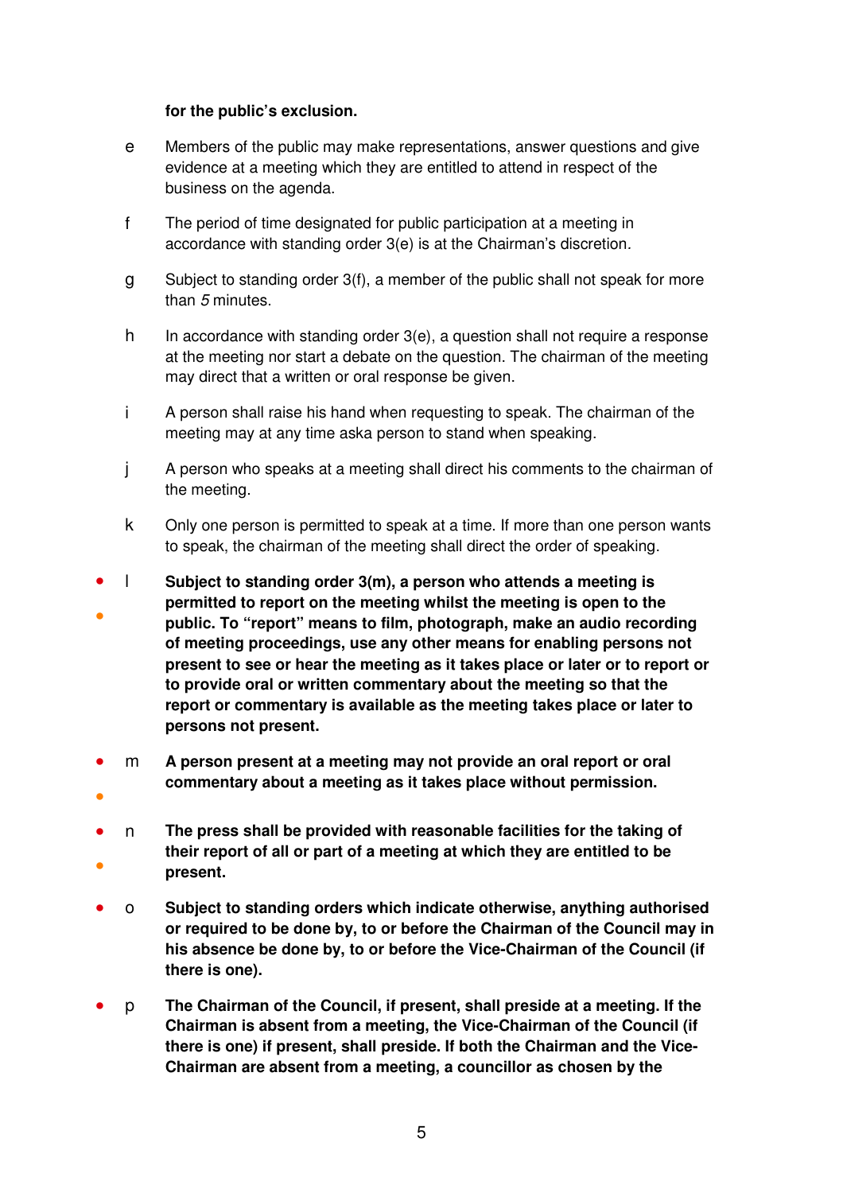**for the public's exclusion.**

e Members of the public may make representations, answer questions and give evidence at a meeting which they are entitled to attend in respect of the business on the agenda.

f The period of time designated for public participation at a meeting in accordance with standing order 3(e) is at the Chairman's discretion.

g Subject to standing order 3(f), a member of the public shall not speak for more than *5* minutes.

h In accordance with standing order 3(e), a question shall not require a response at the meeting nor start a debate on the question. The chairman of the meeting may direct that a written or oral response be given.

i A person shall raise his hand when requesting to speak. The chairman of the meeting may at any time aska person to stand when speaking.

j A person who speaks at a meeting shall direct his comments to the chairman of the meeting.

k Only one person is permitted to speak at a time. If more than one person wants to speak, the chairman of the meeting shall direct the order of speaking.

l **Subject to standing order 3(m), a person who attends a meeting is permitted to report on the meeting whilst the meeting is open to the public. To "report" means to film, photograph, make an audio recording of meeting proceedings, use any other means for enabling persons not present to see or hear the meeting as it takes place or later or to report or to provide oral or written commentary about the meeting so that the report or commentary is available as the meeting takes place or later to persons not present.**

m **A person present at a meeting may not provide an oral report or oral commentary about a meeting as it takes place without permission.**

n **The press shall be provided with reasonable facilities for the taking of their report of all or part of a meeting at which they are entitled to be present.**

o **Subject to standing orders which indicate otherwise, anything authorised or required to be done by, to or before the Chairman of the Council may in his absence be done by, to or before the Vice-Chairman of the Council (if there is one).**

p **The Chairman of the Council, if present, shall preside at a meeting. If the Chairman is absent from a meeting, the Vice-Chairman of the Council (if there is one) if present, shall preside. If both the Chairman and the Vice-Chairman are absent from a meeting, a councillor as chosen by the**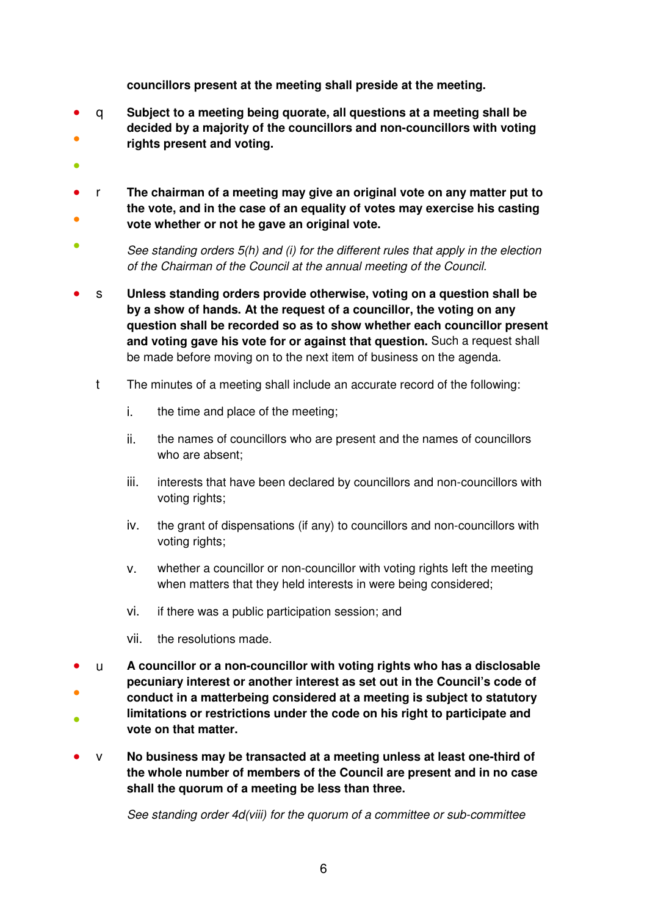**councillors present at the meeting shall preside at the meeting.**

q **Subject to a meeting being quorate, all questions at a meeting shall be decided by a majority of the councillors and non-councillors with voting rights present and voting.**

r **The chairman of a meeting may give an original vote on any matter put to the vote, and in the case of an equality of votes may exercise his casting vote whether or not he gave an original vote.**

*See standing orders 5(h) and (i) for the different rules that apply in the election of the Chairman of the Council at the annual meeting of the Council.*

s **Unless standing orders provide otherwise, voting on a question shall be by a show of hands. At the request of a councillor, the voting on any question shall be recorded so as to show whether each councillor present and voting gave his vote for or against that question.** Such a request shall be made before moving on to the next item of business on the agenda.

t The minutes of a meeting shall include an accurate record of the following:

i. the time and place of the meeting;

ii. the names of councillors who are present and the names of councillors who are absent;

iii. interests that have been declared by councillors and non-councillors with voting rights;

iv. the grant of dispensations (if any) to councillors and non-councillors with voting rights;

v. whether a councillor or non-councillor with voting rights left the meeting when matters that they held interests in were being considered;

vi. if there was a public participation session; and

vii. the resolutions made.

u **A councillor or a non-councillor with voting rights who has a disclosable pecuniary interest or another interest as set out in the Council's code of conduct in a matterbeing considered at a meeting is subject to statutory limitations or restrictions under the code on his right to participate and vote on that matter.**

v **No business may be transacted at a meeting unless at least one-third of the whole number of members of the Council are present and in no case shall the quorum of a meeting be less than three.**

*See standing order 4d(viii) for the quorum of a committee or sub-committee*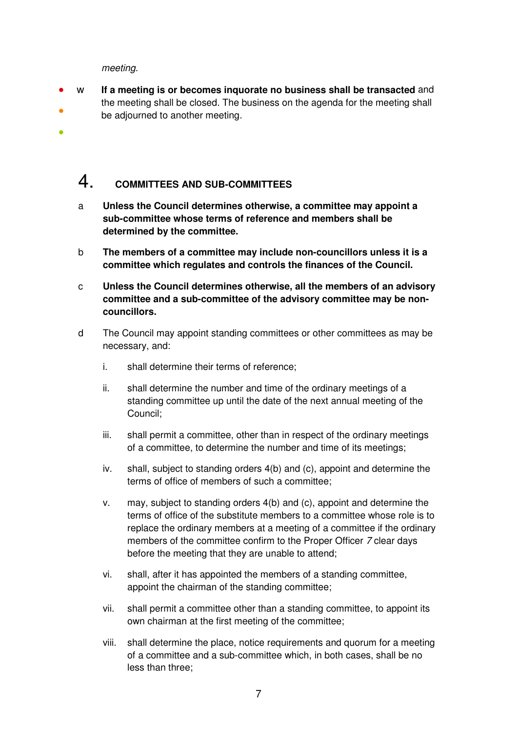*meeting.*

w **If a meeting is or becomes inquorate no business shall be transacted** and the meeting shall be closed. The business on the agenda for the meeting shall be adjourned to another meeting.

## 4. COMMITTEES AND SUB-COMMITTEES

a **Unless the Council determines otherwise, a committee may appoint a sub-committee whose terms of reference and members shall be determined by the committee.**

b **The members of a committee may include non-councillors unless it is a committee which regulates and controls the finances of the Council.**

c **Unless the Council determines otherwise, all the members of an advisory committee and a sub-committee of the advisory committee may be non-councillors.**

d The Council may appoint standing committees or other committees as may be necessary, and:

i. shall determine their terms of reference;

ii. shall determine the number and time of the ordinary meetings of a standing committee up until the date of the next annual meeting of the Council;

iii. shall permit a committee, other than in respect of the ordinary meetings of a committee, to determine the number and time of its meetings;

iv. shall, subject to standing orders 4(b) and (c), appoint and determine the terms of office of members of such a committee;

v. may, subject to standing orders 4(b) and (c), appoint and determine the terms of office of the substitute members to a committee whose role is to replace the ordinary members at a meeting of a committee if the ordinary members of the committee confirm to the Proper Officer *7* clear days before the meeting that they are unable to attend;

vi. shall, after it has appointed the members of a standing committee, appoint the chairman of the standing committee;

vii. shall permit a committee other than a standing committee, to appoint its own chairman at the first meeting of the committee;

viii. shall determine the place, notice requirements and quorum for a meeting of a committee and a sub-committee which, in both cases, shall be no less than three;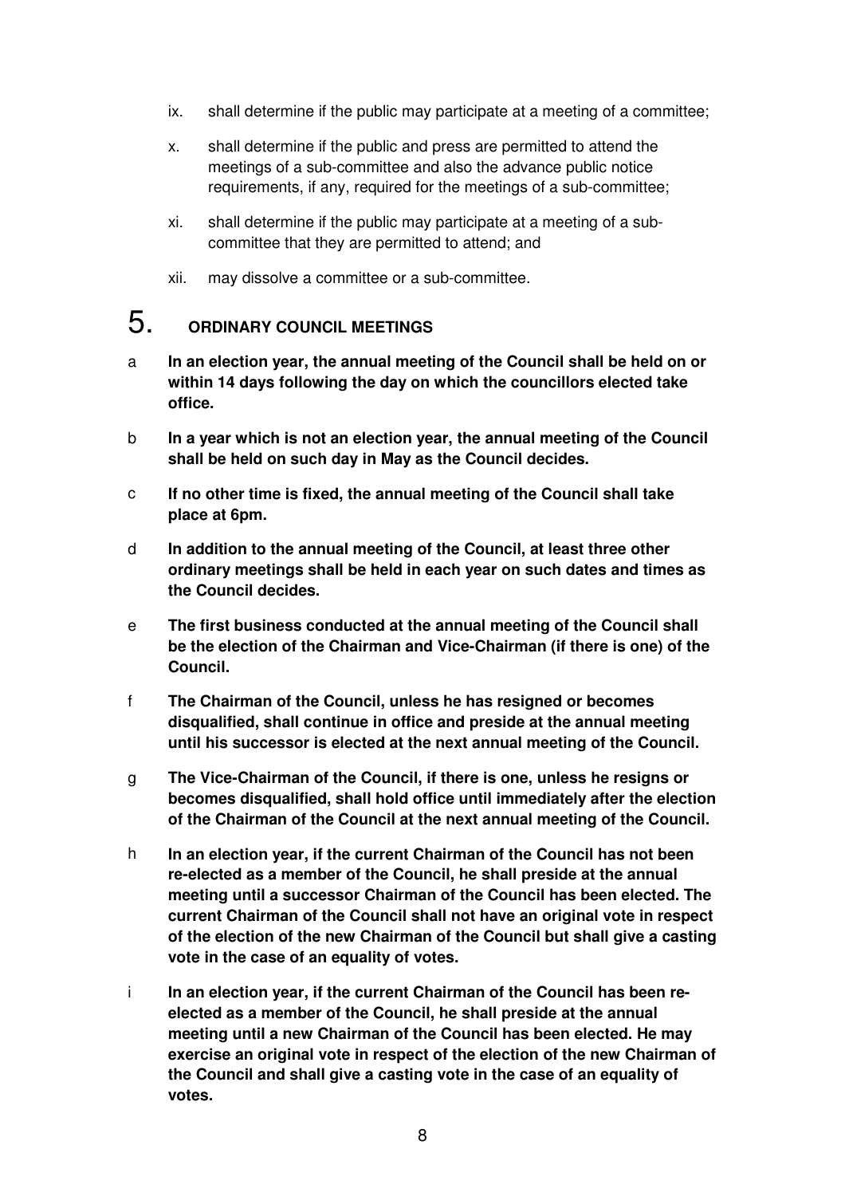ix. shall determine if the public may participate at a meeting of a committee;

x. shall determine if the public and press are permitted to attend the meetings of a sub-committee and also the advance public notice requirements, if any, required for the meetings of a sub-committee;

xi. shall determine if the public may participate at a meeting of a sub-committee that they are permitted to attend; and

xii. may dissolve a committee or a sub-committee.

# 5. ORDINARY COUNCIL MEETINGS

a **In an election year, the annual meeting of the Council shall be held on or within 14 days following the day on which the councillors elected take office.**

b **In a year which is not an election year, the annual meeting of the Council shall be held on such day in May as the Council decides.**

c **If no other time is fixed, the annual meeting of the Council shall take place at 6pm.**

d **In addition to the annual meeting of the Council, at least three other ordinary meetings shall be held in each year on such dates and times as the Council decides.**

e **The first business conducted at the annual meeting of the Council shall be the election of the Chairman and Vice-Chairman (if there is one) of the Council.**

f **The Chairman of the Council, unless he has resigned or becomes disqualified, shall continue in office and preside at the annual meeting until his successor is elected at the next annual meeting of the Council.**

g **The Vice-Chairman of the Council, if there is one, unless he resigns or becomes disqualified, shall hold office until immediately after the election of the Chairman of the Council at the next annual meeting of the Council.**

h **In an election year, if the current Chairman of the Council has not been re-elected as a member of the Council, he shall preside at the annual meeting until a successor Chairman of the Council has been elected. The current Chairman of the Council shall not have an original vote in respect of the election of the new Chairman of the Council but shall give a casting vote in the case of an equality of votes.**

i **In an election year, if the current Chairman of the Council has been re-elected as a member of the Council, he shall preside at the annual meeting until a new Chairman of the Council has been elected. He may exercise an original vote in respect of the election of the new Chairman of the Council and shall give a casting vote in the case of an equality of votes.**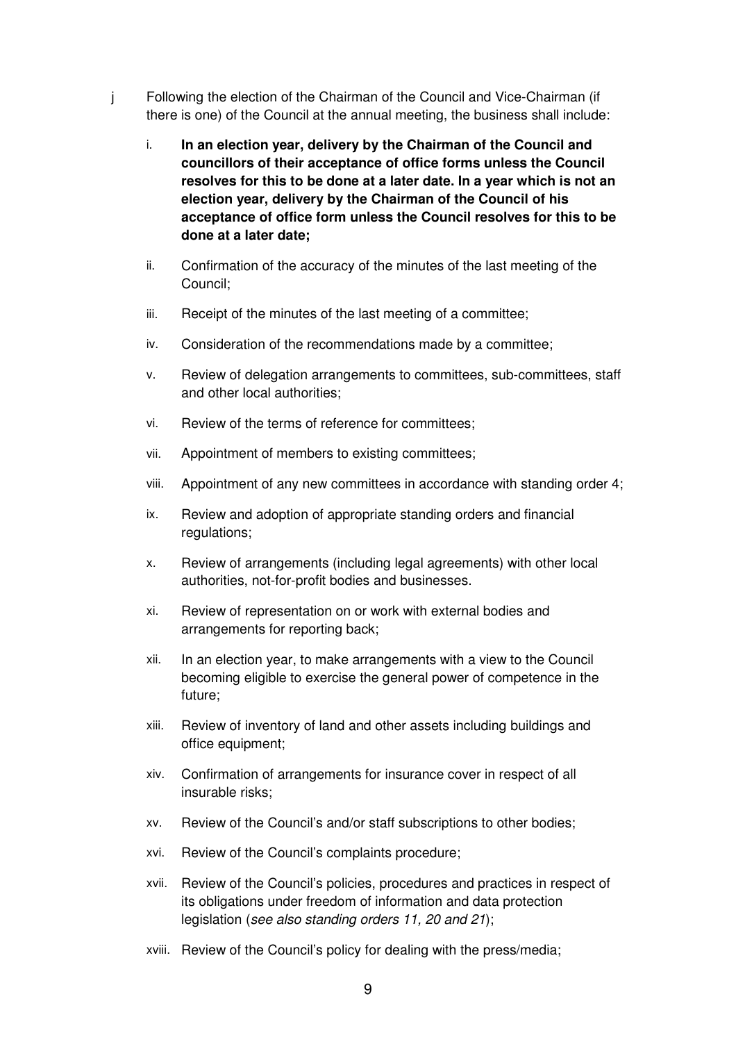j Following the election of the Chairman of the Council and Vice-Chairman (if there is one) of the Council at the annual meeting, the business shall include:

i. **In an election year, delivery by the Chairman of the Council and councillors of their acceptance of office forms unless the Council resolves for this to be done at a later date. In a year which is not an election year, delivery by the Chairman of the Council of his acceptance of office form unless the Council resolves for this to be done at a later date;**

ii. Confirmation of the accuracy of the minutes of the last meeting of the Council;

iii. Receipt of the minutes of the last meeting of a committee;

iv. Consideration of the recommendations made by a committee;

v. Review of delegation arrangements to committees, sub-committees, staff and other local authorities;

vi. Review of the terms of reference for committees;

vii. Appointment of members to existing committees;

viii. Appointment of any new committees in accordance with standing order 4;

ix. Review and adoption of appropriate standing orders and financial regulations;

x. Review of arrangements (including legal agreements) with other local authorities, not-for-profit bodies and businesses.

xi. Review of representation on or work with external bodies and arrangements for reporting back;

xii. In an election year, to make arrangements with a view to the Council becoming eligible to exercise the general power of competence in the future;

xiii. Review of inventory of land and other assets including buildings and office equipment;

xiv. Confirmation of arrangements for insurance cover in respect of all insurable risks;

xv. Review of the Council's and/or staff subscriptions to other bodies;

xvi. Review of the Council's complaints procedure;

xvii. Review of the Council's policies, procedures and practices in respect of its obligations under freedom of information and data protection legislation (*see also standing orders 11, 20 and 21*);

xviii. Review of the Council's policy for dealing with the press/media;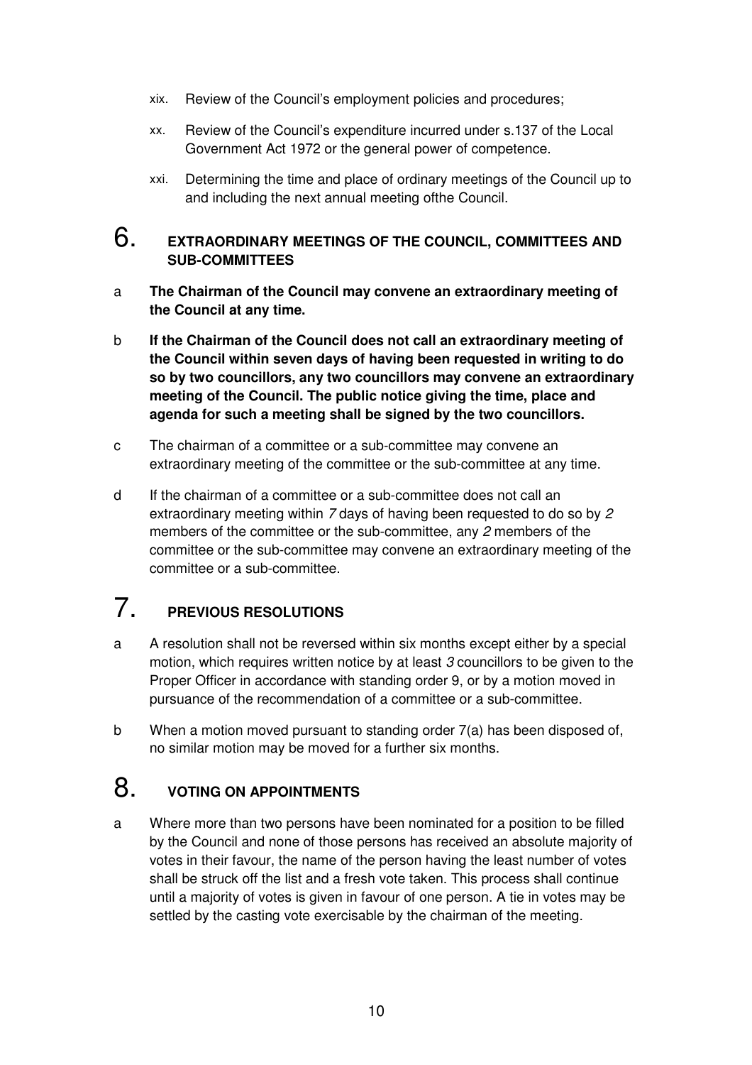xix. Review of the Council's employment policies and procedures;

xx. Review of the Council's expenditure incurred under s.137 of the Local Government Act 1972 or the general power of competence.

xxi. Determining the time and place of ordinary meetings of the Council up to and including the next annual meeting ofthe Council.

## 6. EXTRAORDINARY MEETINGS OF THE COUNCIL, COMMITTEES AND SUB-COMMITTEES

a **The Chairman of the Council may convene an extraordinary meeting of the Council at any time.**

b **If the Chairman of the Council does not call an extraordinary meeting of the Council within seven days of having been requested in writing to do so by two councillors, any two councillors may convene an extraordinary meeting of the Council. The public notice giving the time, place and agenda for such a meeting shall be signed by the two councillors.**

c The chairman of a committee or a sub-committee may convene an extraordinary meeting of the committee or the sub-committee at any time.

d If the chairman of a committee or a sub-committee does not call an extraordinary meeting within *7* days of having been requested to do so by *2* members of the committee or the sub-committee, any *2* members of the committee or the sub-committee may convene an extraordinary meeting of the committee or a sub-committee.

## 7. PREVIOUS RESOLUTIONS

a A resolution shall not be reversed within six months except either by a special motion, which requires written notice by at least *3* councillors to be given to the Proper Officer in accordance with standing order 9, or by a motion moved in pursuance of the recommendation of a committee or a sub-committee.

b When a motion moved pursuant to standing order 7(a) has been disposed of, no similar motion may be moved for a further six months.

## 8. VOTING ON APPOINTMENTS

a Where more than two persons have been nominated for a position to be filled by the Council and none of those persons has received an absolute majority of votes in their favour, the name of the person having the least number of votes shall be struck off the list and a fresh vote taken. This process shall continue until a majority of votes is given in favour of one person. A tie in votes may be settled by the casting vote exercisable by the chairman of the meeting.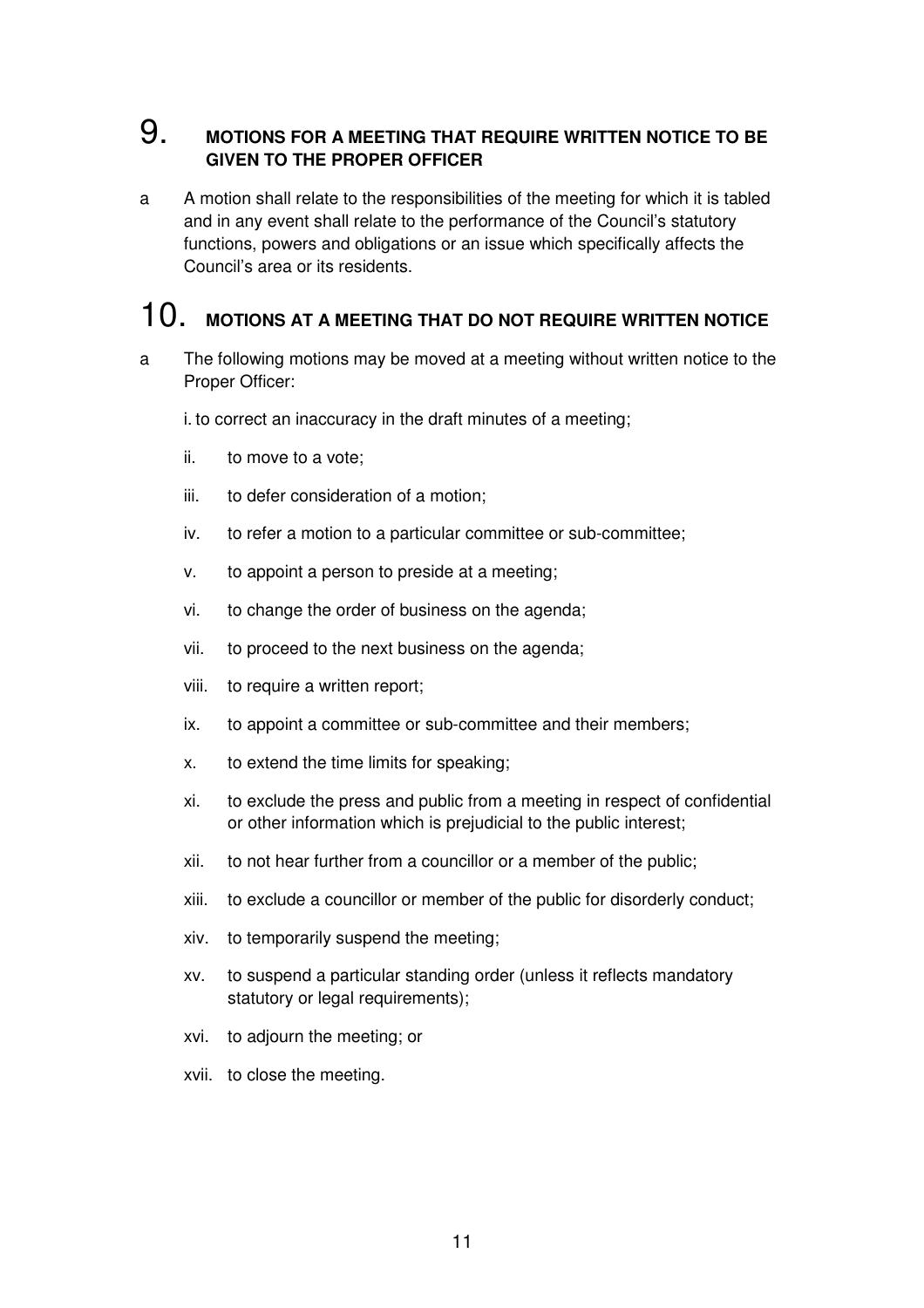## 9. MOTIONS FOR A MEETING THAT REQUIRE WRITTEN NOTICE TO BE GIVEN TO THE PROPER OFFICER

a A motion shall relate to the responsibilities of the meeting for which it is tabled and in any event shall relate to the performance of the Council's statutory functions, powers and obligations or an issue which specifically affects the Council's area or its residents.

## 10. MOTIONS AT A MEETING THAT DO NOT REQUIRE WRITTEN NOTICE

a The following motions may be moved at a meeting without written notice to the Proper Officer:

i. to correct an inaccuracy in the draft minutes of a meeting;

ii. to move to a vote;

iii. to defer consideration of a motion;

iv. to refer a motion to a particular committee or sub-committee;

v. to appoint a person to preside at a meeting;

vi. to change the order of business on the agenda;

vii. to proceed to the next business on the agenda;

viii. to require a written report;

ix. to appoint a committee or sub-committee and their members;

x. to extend the time limits for speaking;

xi. to exclude the press and public from a meeting in respect of confidential or other information which is prejudicial to the public interest;

xii. to not hear further from a councillor or a member of the public;

xiii. to exclude a councillor or member of the public for disorderly conduct;

xiv. to temporarily suspend the meeting;

xv. to suspend a particular standing order (unless it reflects mandatory statutory or legal requirements);

xvi. to adjourn the meeting; or

xvii. to close the meeting.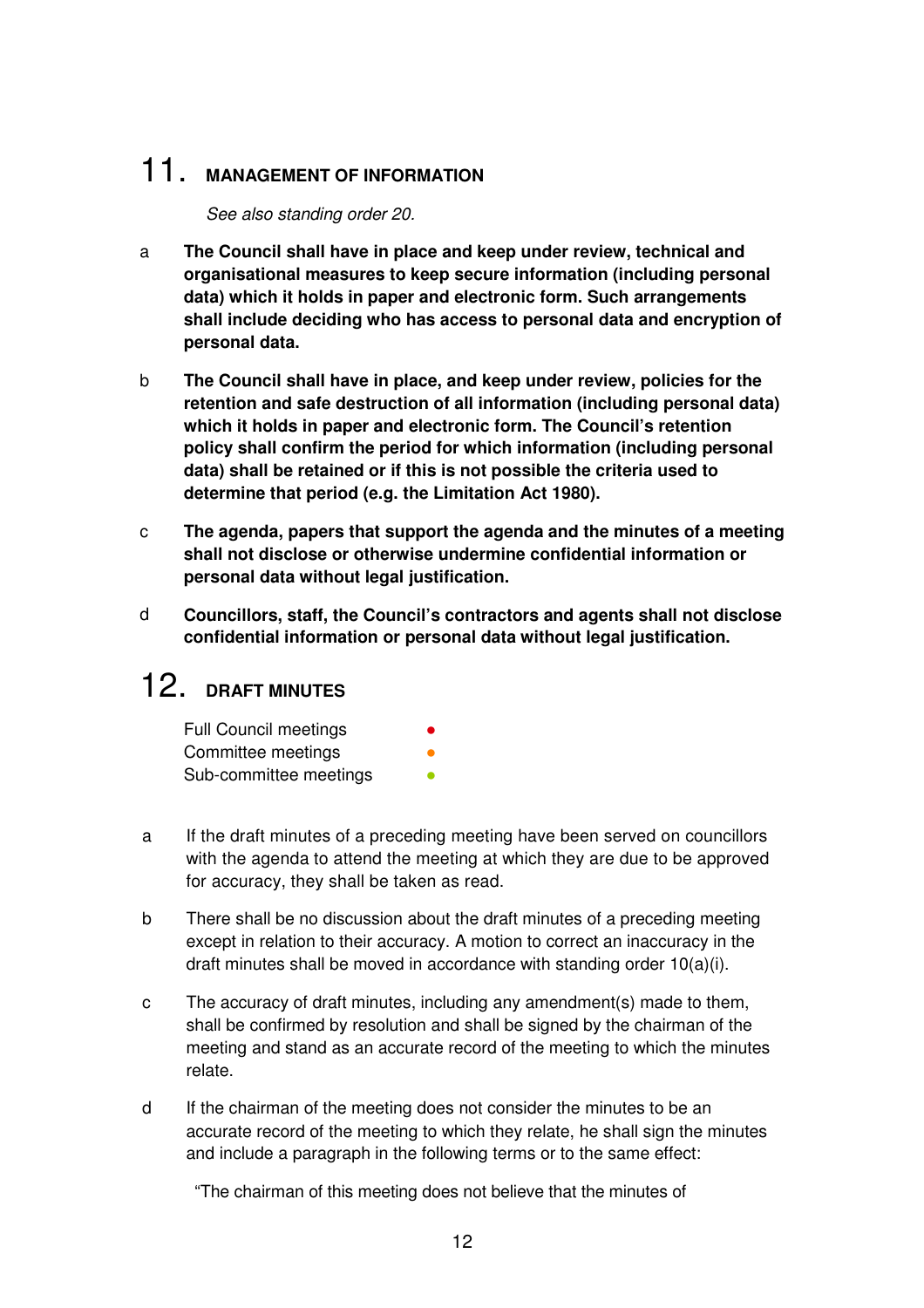## 11. MANAGEMENT OF INFORMATION

*See also standing order 20.*

a **The Council shall have in place and keep under review, technical and organisational measures to keep secure information (including personal data) which it holds in paper and electronic form. Such arrangements shall include deciding who has access to personal data and encryption of personal data.**

b **The Council shall have in place, and keep under review, policies for the retention and safe destruction of all information (including personal data) which it holds in paper and electronic form. The Council's retention policy shall confirm the period for which information (including personal data) shall be retained or if this is not possible the criteria used to determine that period (e.g. the Limitation Act 1980).**

c **The agenda, papers that support the agenda and the minutes of a meeting shall not disclose or otherwise undermine confidential information or personal data without legal justification.**

d **Councillors, staff, the Council's contractors and agents shall not disclose confidential information or personal data without legal justification.**

## 12. DRAFT MINUTES

Full Council meetings ●
Committee meetings ●
Sub-committee meetings ●

a If the draft minutes of a preceding meeting have been served on councillors with the agenda to attend the meeting at which they are due to be approved for accuracy, they shall be taken as read.

b There shall be no discussion about the draft minutes of a preceding meeting except in relation to their accuracy. A motion to correct an inaccuracy in the draft minutes shall be moved in accordance with standing order 10(a)(i).

c The accuracy of draft minutes, including any amendment(s) made to them, shall be confirmed by resolution and shall be signed by the chairman of the meeting and stand as an accurate record of the meeting to which the minutes relate.

d If the chairman of the meeting does not consider the minutes to be an accurate record of the meeting to which they relate, he shall sign the minutes and include a paragraph in the following terms or to the same effect:

"The chairman of this meeting does not believe that the minutes of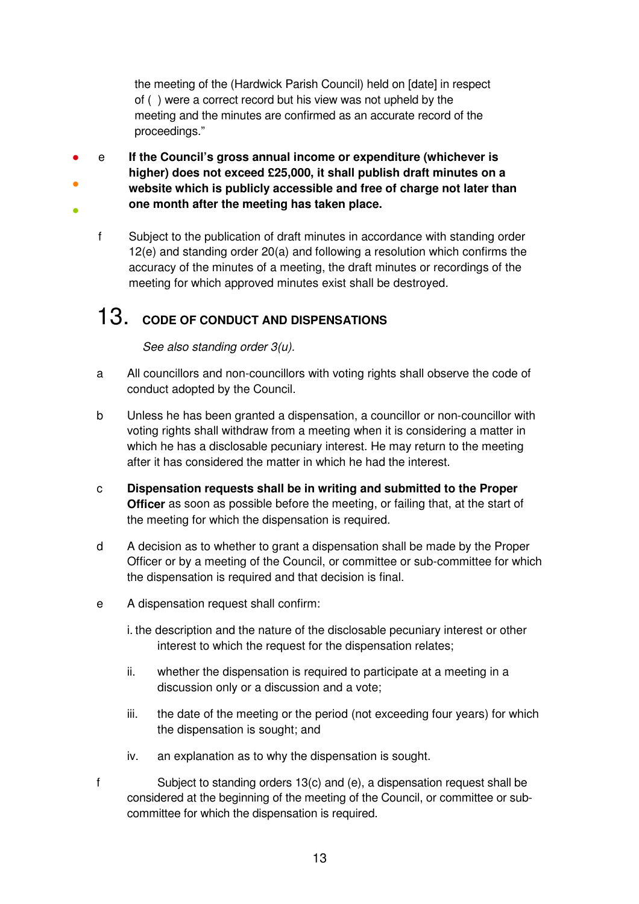the meeting of the (Hardwick Parish Council) held on [date] in respect of ( ) were a correct record but his view was not upheld by the meeting and the minutes are confirmed as an accurate record of the proceedings."

e **If the Council's gross annual income or expenditure (whichever is higher) does not exceed £25,000, it shall publish draft minutes on a website which is publicly accessible and free of charge not later than one month after the meeting has taken place.**

f Subject to the publication of draft minutes in accordance with standing order 12(e) and standing order 20(a) and following a resolution which confirms the accuracy of the minutes of a meeting, the draft minutes or recordings of the meeting for which approved minutes exist shall be destroyed.

## 13. CODE OF CONDUCT AND DISPENSATIONS

*See also standing order 3(u).*

a All councillors and non-councillors with voting rights shall observe the code of conduct adopted by the Council.

b Unless he has been granted a dispensation, a councillor or non-councillor with voting rights shall withdraw from a meeting when it is considering a matter in which he has a disclosable pecuniary interest. He may return to the meeting after it has considered the matter in which he had the interest.

c **Dispensation requests shall be in writing and submitted to the Proper Officer** as soon as possible before the meeting, or failing that, at the start of the meeting for which the dispensation is required.

d A decision as to whether to grant a dispensation shall be made by the Proper Officer or by a meeting of the Council, or committee or sub-committee for which the dispensation is required and that decision is final.

e A dispensation request shall confirm:

i. the description and the nature of the disclosable pecuniary interest or other interest to which the request for the dispensation relates;

ii. whether the dispensation is required to participate at a meeting in a discussion only or a discussion and a vote;

iii. the date of the meeting or the period (not exceeding four years) for which the dispensation is sought; and

iv. an explanation as to why the dispensation is sought.

f Subject to standing orders 13(c) and (e), a dispensation request shall be considered at the beginning of the meeting of the Council, or committee or sub-committee for which the dispensation is required.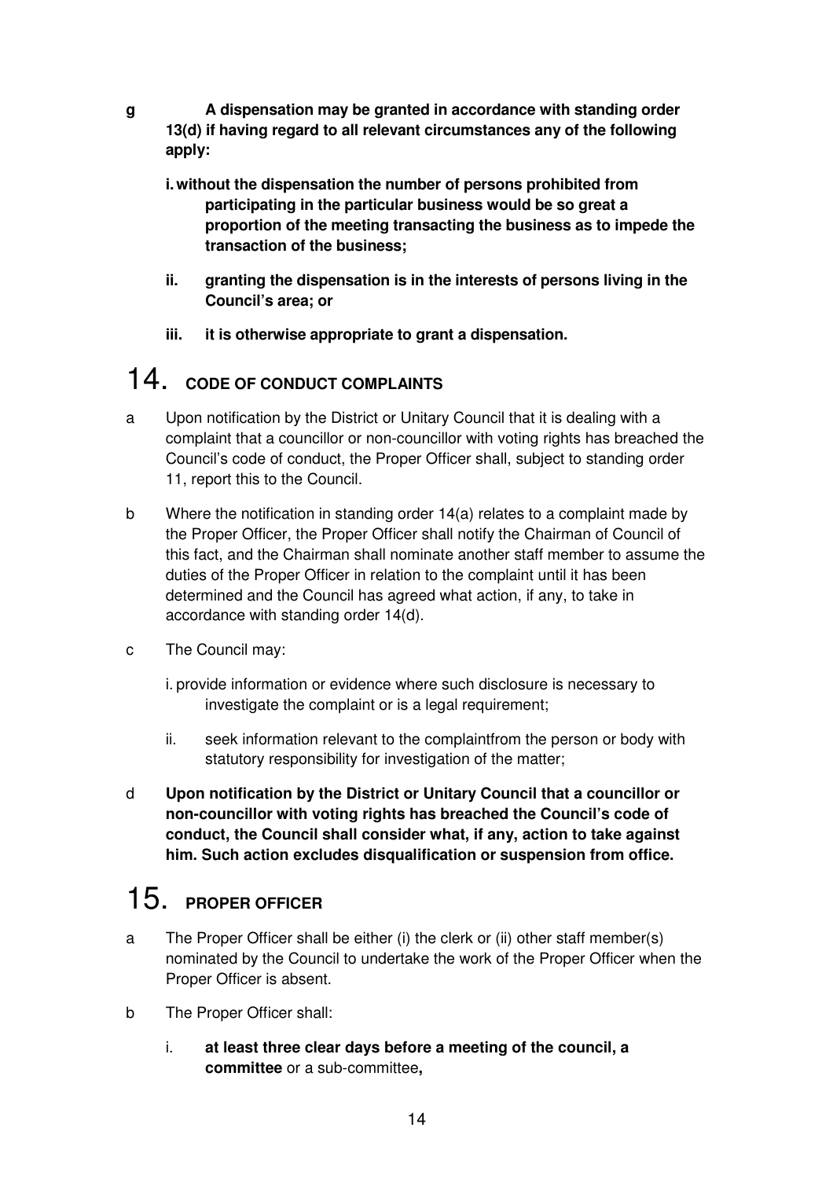**g A dispensation may be granted in accordance with standing order 13(d) if having regard to all relevant circumstances any of the following apply:**

**i. without the dispensation the number of persons prohibited from participating in the particular business would be so great a proportion of the meeting transacting the business as to impede the transaction of the business;**

**ii. granting the dispensation is in the interests of persons living in the Council's area; or**

**iii. it is otherwise appropriate to grant a dispensation.**

# 14. CODE OF CONDUCT COMPLAINTS

a Upon notification by the District or Unitary Council that it is dealing with a complaint that a councillor or non-councillor with voting rights has breached the Council's code of conduct, the Proper Officer shall, subject to standing order 11, report this to the Council.

b Where the notification in standing order 14(a) relates to a complaint made by the Proper Officer, the Proper Officer shall notify the Chairman of Council of this fact, and the Chairman shall nominate another staff member to assume the duties of the Proper Officer in relation to the complaint until it has been determined and the Council has agreed what action, if any, to take in accordance with standing order 14(d).

c The Council may:

i. provide information or evidence where such disclosure is necessary to investigate the complaint or is a legal requirement;

ii. seek information relevant to the complaintfrom the person or body with statutory responsibility for investigation of the matter;

d **Upon notification by the District or Unitary Council that a councillor or non-councillor with voting rights has breached the Council's code of conduct, the Council shall consider what, if any, action to take against him. Such action excludes disqualification or suspension from office.**

# 15. PROPER OFFICER

a The Proper Officer shall be either (i) the clerk or (ii) other staff member(s) nominated by the Council to undertake the work of the Proper Officer when the Proper Officer is absent.

b The Proper Officer shall:

i. **at least three clear days before a meeting of the council, a committee** or a sub-committee**,**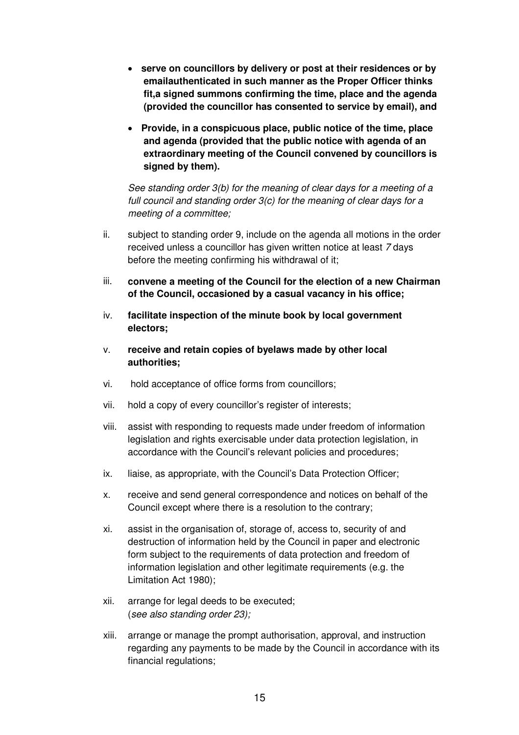- **serve on councillors by delivery or post at their residences or by emailauthenticated in such manner as the Proper Officer thinks fit,a signed summons confirming the time, place and the agenda (provided the councillor has consented to service by email), and**

- **Provide, in a conspicuous place, public notice of the time, place and agenda (provided that the public notice with agenda of an extraordinary meeting of the Council convened by councillors is signed by them).**

*See standing order 3(b) for the meaning of clear days for a meeting of a full council and standing order 3(c) for the meaning of clear days for a meeting of a committee;*

ii. subject to standing order 9, include on the agenda all motions in the order received unless a councillor has given written notice at least *7* days before the meeting confirming his withdrawal of it;

iii. **convene a meeting of the Council for the election of a new Chairman of the Council, occasioned by a casual vacancy in his office;**

iv. **facilitate inspection of the minute book by local government electors;**

v. **receive and retain copies of byelaws made by other local authorities;**

vi. hold acceptance of office forms from councillors;

vii. hold a copy of every councillor's register of interests;

viii. assist with responding to requests made under freedom of information legislation and rights exercisable under data protection legislation, in accordance with the Council's relevant policies and procedures;

ix. liaise, as appropriate, with the Council's Data Protection Officer;

x. receive and send general correspondence and notices on behalf of the Council except where there is a resolution to the contrary;

xi. assist in the organisation of, storage of, access to, security of and destruction of information held by the Council in paper and electronic form subject to the requirements of data protection and freedom of information legislation and other legitimate requirements (e.g. the Limitation Act 1980);

xii. arrange for legal deeds to be executed;
(*see also standing order 23);*

xiii. arrange or manage the prompt authorisation, approval, and instruction regarding any payments to be made by the Council in accordance with its financial regulations;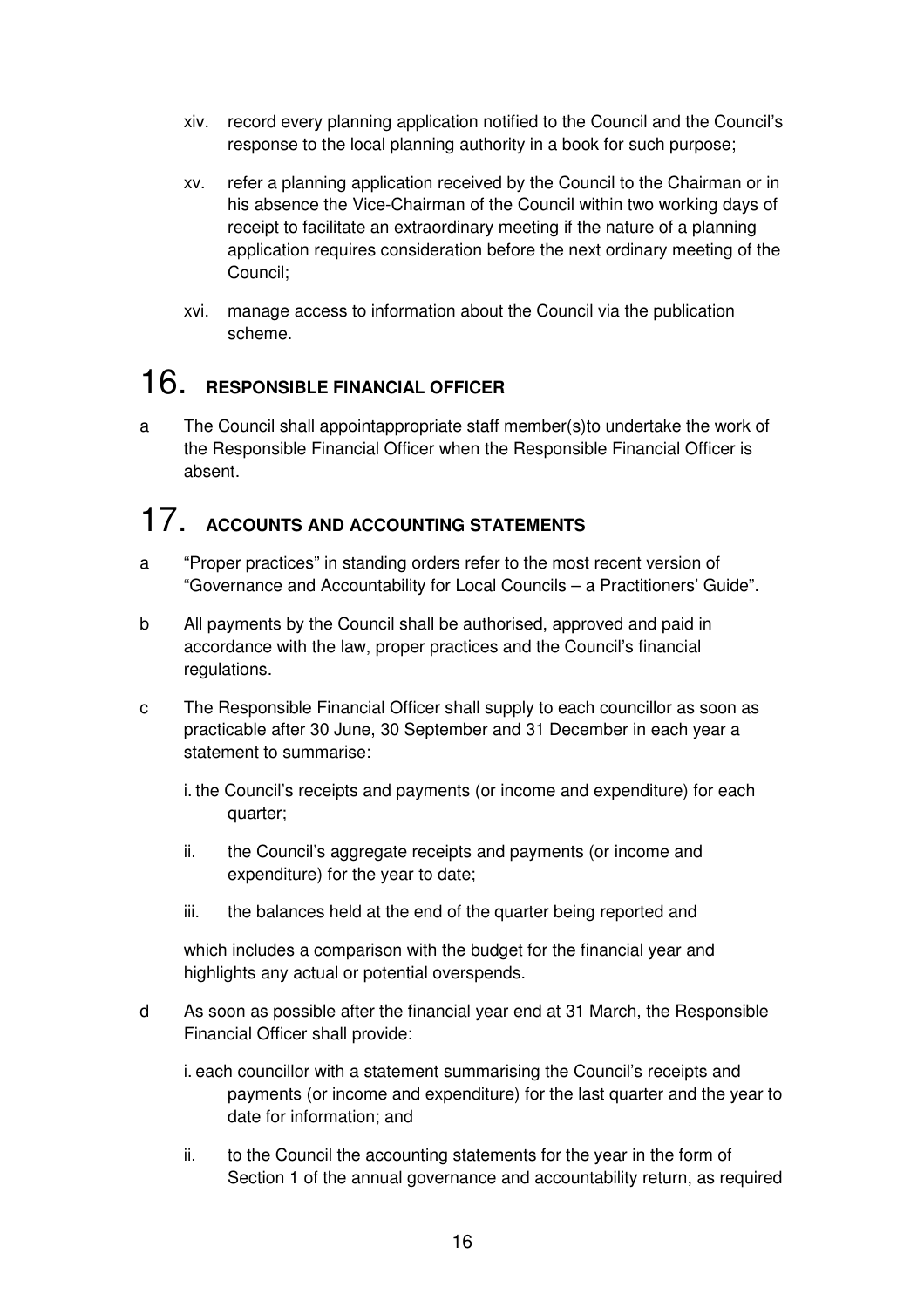xiv. record every planning application notified to the Council and the Council's response to the local planning authority in a book for such purpose;

xv. refer a planning application received by the Council to the Chairman or in his absence the Vice-Chairman of the Council within two working days of receipt to facilitate an extraordinary meeting if the nature of a planning application requires consideration before the next ordinary meeting of the Council;

xvi. manage access to information about the Council via the publication scheme.

# 16. RESPONSIBLE FINANCIAL OFFICER

a The Council shall appointappropriate staff member(s)to undertake the work of the Responsible Financial Officer when the Responsible Financial Officer is absent.

# 17. ACCOUNTS AND ACCOUNTING STATEMENTS

a "Proper practices" in standing orders refer to the most recent version of "Governance and Accountability for Local Councils – a Practitioners' Guide".

b All payments by the Council shall be authorised, approved and paid in accordance with the law, proper practices and the Council's financial regulations.

c The Responsible Financial Officer shall supply to each councillor as soon as practicable after 30 June, 30 September and 31 December in each year a statement to summarise:

i. the Council's receipts and payments (or income and expenditure) for each quarter;

ii. the Council's aggregate receipts and payments (or income and expenditure) for the year to date;

iii. the balances held at the end of the quarter being reported and

which includes a comparison with the budget for the financial year and highlights any actual or potential overspends.

d As soon as possible after the financial year end at 31 March, the Responsible Financial Officer shall provide:

i. each councillor with a statement summarising the Council's receipts and payments (or income and expenditure) for the last quarter and the year to date for information; and

ii. to the Council the accounting statements for the year in the form of Section 1 of the annual governance and accountability return, as required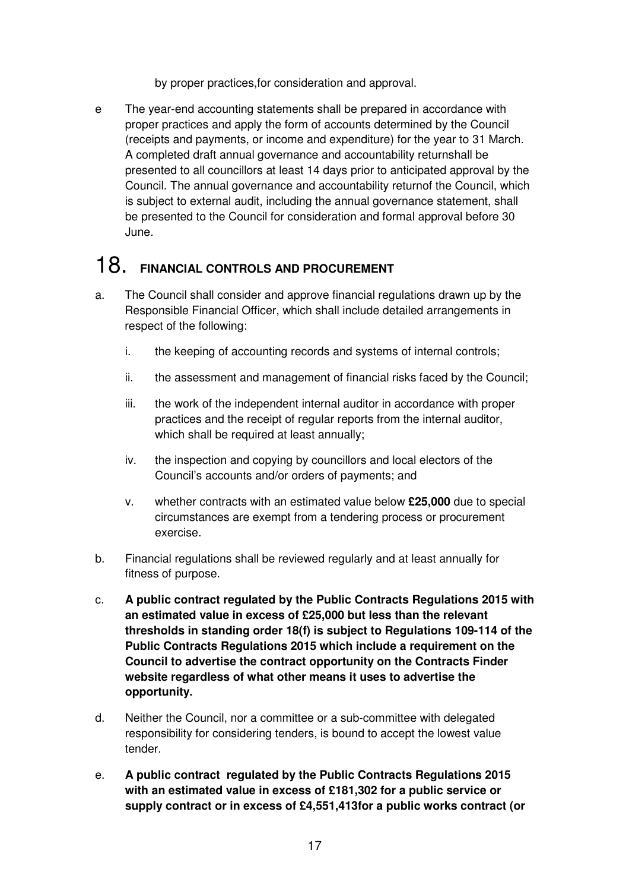by proper practices,for consideration and approval.

e The year-end accounting statements shall be prepared in accordance with proper practices and apply the form of accounts determined by the Council (receipts and payments, or income and expenditure) for the year to 31 March. A completed draft annual governance and accountability returnshall be presented to all councillors at least 14 days prior to anticipated approval by the Council. The annual governance and accountability returnof the Council, which is subject to external audit, including the annual governance statement, shall be presented to the Council for consideration and formal approval before 30 June.

# 18. FINANCIAL CONTROLS AND PROCUREMENT

a. The Council shall consider and approve financial regulations drawn up by the Responsible Financial Officer, which shall include detailed arrangements in respect of the following:

   i. the keeping of accounting records and systems of internal controls;

   ii. the assessment and management of financial risks faced by the Council;

   iii. the work of the independent internal auditor in accordance with proper practices and the receipt of regular reports from the internal auditor, which shall be required at least annually;

   iv. the inspection and copying by councillors and local electors of the Council's accounts and/or orders of payments; and

   v. whether contracts with an estimated value below **£25,000** due to special circumstances are exempt from a tendering process or procurement exercise.

b. Financial regulations shall be reviewed regularly and at least annually for fitness of purpose.

c. **A public contract regulated by the Public Contracts Regulations 2015 with an estimated value in excess of £25,000 but less than the relevant thresholds in standing order 18(f) is subject to Regulations 109-114 of the Public Contracts Regulations 2015 which include a requirement on the Council to advertise the contract opportunity on the Contracts Finder website regardless of what other means it uses to advertise the opportunity.**

d. Neither the Council, nor a committee or a sub-committee with delegated responsibility for considering tenders, is bound to accept the lowest value tender.

e. **A public contract regulated by the Public Contracts Regulations 2015 with an estimated value in excess of £181,302 for a public service or supply contract or in excess of £4,551,413for a public works contract (or**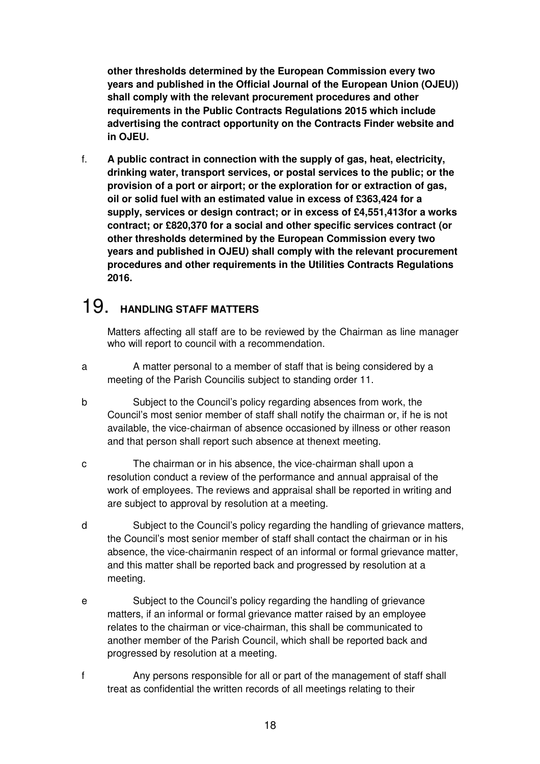**other thresholds determined by the European Commission every two years and published in the Official Journal of the European Union (OJEU)) shall comply with the relevant procurement procedures and other requirements in the Public Contracts Regulations 2015 which include advertising the contract opportunity on the Contracts Finder website and in OJEU.**

f. **A public contract in connection with the supply of gas, heat, electricity, drinking water, transport services, or postal services to the public; or the provision of a port or airport; or the exploration for or extraction of gas, oil or solid fuel with an estimated value in excess of £363,424 for a supply, services or design contract; or in excess of £4,551,413for a works contract; or £820,370 for a social and other specific services contract (or other thresholds determined by the European Commission every two years and published in OJEU) shall comply with the relevant procurement procedures and other requirements in the Utilities Contracts Regulations 2016.**

# 19. HANDLING STAFF MATTERS

Matters affecting all staff are to be reviewed by the Chairman as line manager who will report to council with a recommendation.

a A matter personal to a member of staff that is being considered by a meeting of the Parish Councilis subject to standing order 11.

b Subject to the Council's policy regarding absences from work, the Council's most senior member of staff shall notify the chairman or, if he is not available, the vice-chairman of absence occasioned by illness or other reason and that person shall report such absence at thenext meeting.

c The chairman or in his absence, the vice-chairman shall upon a resolution conduct a review of the performance and annual appraisal of the work of employees. The reviews and appraisal shall be reported in writing and are subject to approval by resolution at a meeting.

d Subject to the Council's policy regarding the handling of grievance matters, the Council's most senior member of staff shall contact the chairman or in his absence, the vice-chairmanin respect of an informal or formal grievance matter, and this matter shall be reported back and progressed by resolution at a meeting.

e Subject to the Council's policy regarding the handling of grievance matters, if an informal or formal grievance matter raised by an employee relates to the chairman or vice-chairman, this shall be communicated to another member of the Parish Council, which shall be reported back and progressed by resolution at a meeting.

f Any persons responsible for all or part of the management of staff shall treat as confidential the written records of all meetings relating to their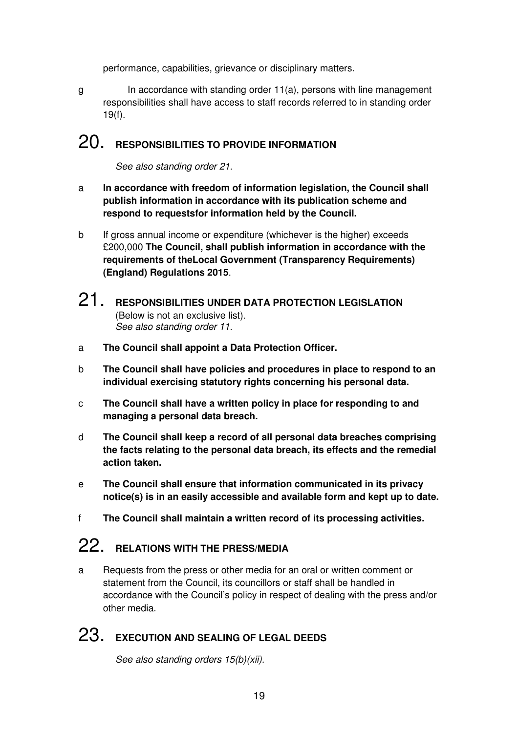performance, capabilities, grievance or disciplinary matters.

g In accordance with standing order 11(a), persons with line management responsibilities shall have access to staff records referred to in standing order 19(f).

## 20. RESPONSIBILITIES TO PROVIDE INFORMATION

*See also standing order 21.*

a **In accordance with freedom of information legislation, the Council shall publish information in accordance with its publication scheme and respond to requestsfor information held by the Council.**

b If gross annual income or expenditure (whichever is the higher) exceeds £200,000 **The Council, shall publish information in accordance with the requirements of theLocal Government (Transparency Requirements) (England) Regulations 2015**.

## 21. RESPONSIBILITIES UNDER DATA PROTECTION LEGISLATION

(Below is not an exclusive list).
*See also standing order 11.*

a **The Council shall appoint a Data Protection Officer.**

b **The Council shall have policies and procedures in place to respond to an individual exercising statutory rights concerning his personal data.**

c **The Council shall have a written policy in place for responding to and managing a personal data breach.**

d **The Council shall keep a record of all personal data breaches comprising the facts relating to the personal data breach, its effects and the remedial action taken.**

e **The Council shall ensure that information communicated in its privacy notice(s) is in an easily accessible and available form and kept up to date.**

f **The Council shall maintain a written record of its processing activities.**

## 22. RELATIONS WITH THE PRESS/MEDIA

a Requests from the press or other media for an oral or written comment or statement from the Council, its councillors or staff shall be handled in accordance with the Council's policy in respect of dealing with the press and/or other media.

## 23. EXECUTION AND SEALING OF LEGAL DEEDS

*See also standing orders 15(b)(xii).*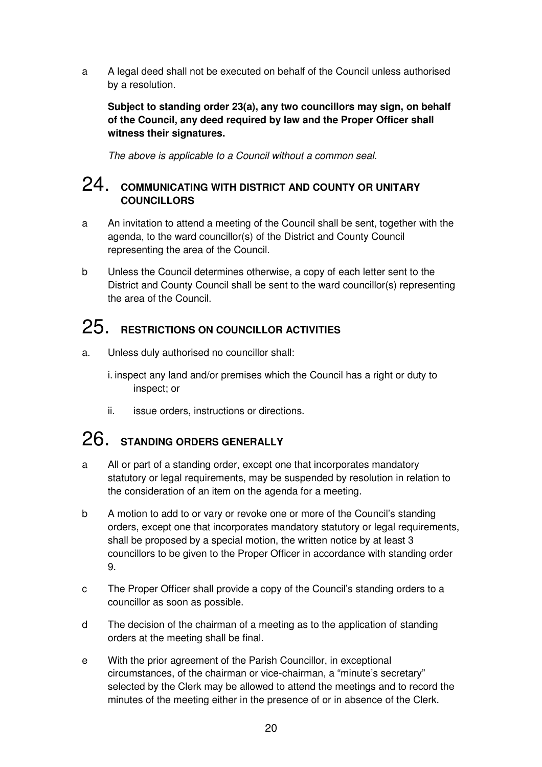a A legal deed shall not be executed on behalf of the Council unless authorised by a resolution.

**Subject to standing order 23(a), any two councillors may sign, on behalf of the Council, any deed required by law and the Proper Officer shall witness their signatures.**

*The above is applicable to a Council without a common seal.*

# 24. COMMUNICATING WITH DISTRICT AND COUNTY OR UNITARY COUNCILLORS

a An invitation to attend a meeting of the Council shall be sent, together with the agenda, to the ward councillor(s) of the District and County Council representing the area of the Council.

b Unless the Council determines otherwise, a copy of each letter sent to the District and County Council shall be sent to the ward councillor(s) representing the area of the Council.

# 25. RESTRICTIONS ON COUNCILLOR ACTIVITIES

a. Unless duly authorised no councillor shall:

i. inspect any land and/or premises which the Council has a right or duty to inspect; or

ii. issue orders, instructions or directions.

# 26. STANDING ORDERS GENERALLY

a All or part of a standing order, except one that incorporates mandatory statutory or legal requirements, may be suspended by resolution in relation to the consideration of an item on the agenda for a meeting.

b A motion to add to or vary or revoke one or more of the Council's standing orders, except one that incorporates mandatory statutory or legal requirements, shall be proposed by a special motion, the written notice by at least 3 councillors to be given to the Proper Officer in accordance with standing order 9.

c The Proper Officer shall provide a copy of the Council's standing orders to a councillor as soon as possible.

d The decision of the chairman of a meeting as to the application of standing orders at the meeting shall be final.

e With the prior agreement of the Parish Councillor, in exceptional circumstances, of the chairman or vice-chairman, a "minute's secretary" selected by the Clerk may be allowed to attend the meetings and to record the minutes of the meeting either in the presence of or in absence of the Clerk.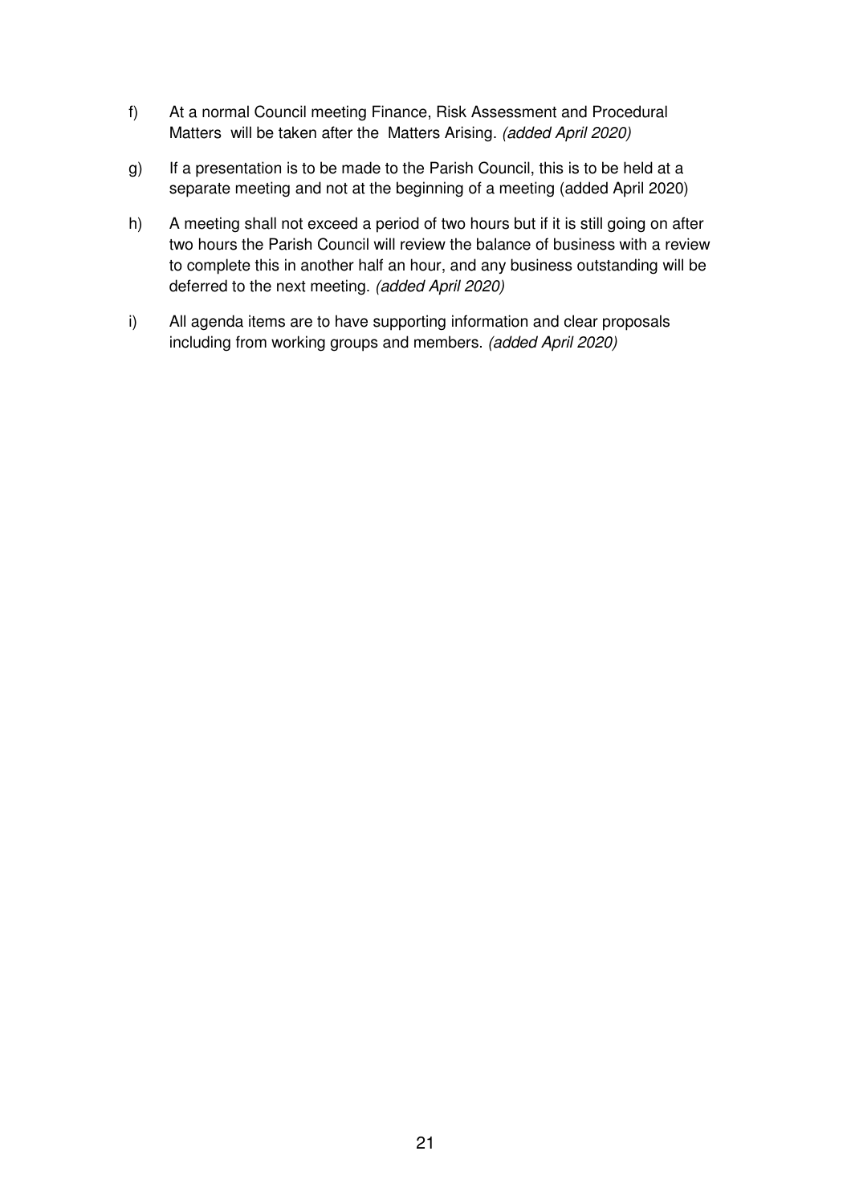f) At a normal Council meeting Finance, Risk Assessment and Procedural Matters will be taken after the Matters Arising. *(added April 2020)*

g) If a presentation is to be made to the Parish Council, this is to be held at a separate meeting and not at the beginning of a meeting (added April 2020)

h) A meeting shall not exceed a period of two hours but if it is still going on after two hours the Parish Council will review the balance of business with a review to complete this in another half an hour, and any business outstanding will be deferred to the next meeting. *(added April 2020)*

i) All agenda items are to have supporting information and clear proposals including from working groups and members. *(added April 2020)*